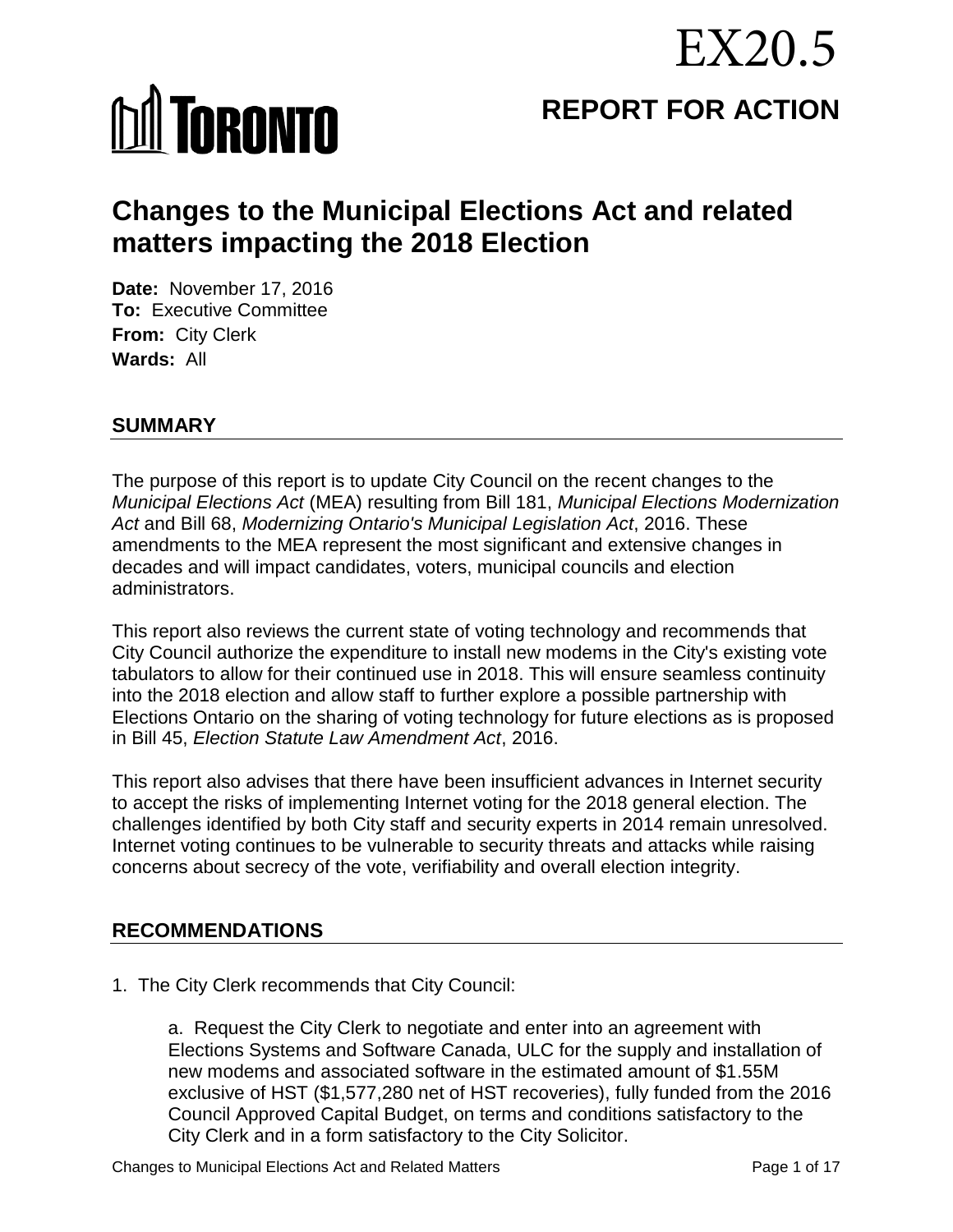EX20.5

TORONTO

# REPORT FOR ACTION

# Changes to the Municipal Elections Act and related matters impacting the 2018 Election

**Date:** November 17, 2016
**To:** Executive Committee
**From:** City Clerk
**Wards:** All

## SUMMARY

The purpose of this report is to update City Council on the recent changes to the *Municipal Elections Act* (MEA) resulting from Bill 181, *Municipal Elections Modernization Act* and Bill 68, *Modernizing Ontario's Municipal Legislation Act*, 2016. These amendments to the MEA represent the most significant and extensive changes in decades and will impact candidates, voters, municipal councils and election administrators.

This report also reviews the current state of voting technology and recommends that City Council authorize the expenditure to install new modems in the City's existing vote tabulators to allow for their continued use in 2018. This will ensure seamless continuity into the 2018 election and allow staff to further explore a possible partnership with Elections Ontario on the sharing of voting technology for future elections as is proposed in Bill 45, *Election Statute Law Amendment Act*, 2016.

This report also advises that there have been insufficient advances in Internet security to accept the risks of implementing Internet voting for the 2018 general election. The challenges identified by both City staff and security experts in 2014 remain unresolved. Internet voting continues to be vulnerable to security threats and attacks while raising concerns about secrecy of the vote, verifiability and overall election integrity.

## RECOMMENDATIONS

1. The City Clerk recommends that City Council:

    a. Request the City Clerk to negotiate and enter into an agreement with Elections Systems and Software Canada, ULC for the supply and installation of new modems and associated software in the estimated amount of $1.55M exclusive of HST ($1,577,280 net of HST recoveries), fully funded from the 2016 Council Approved Capital Budget, on terms and conditions satisfactory to the City Clerk and in a form satisfactory to the City Solicitor.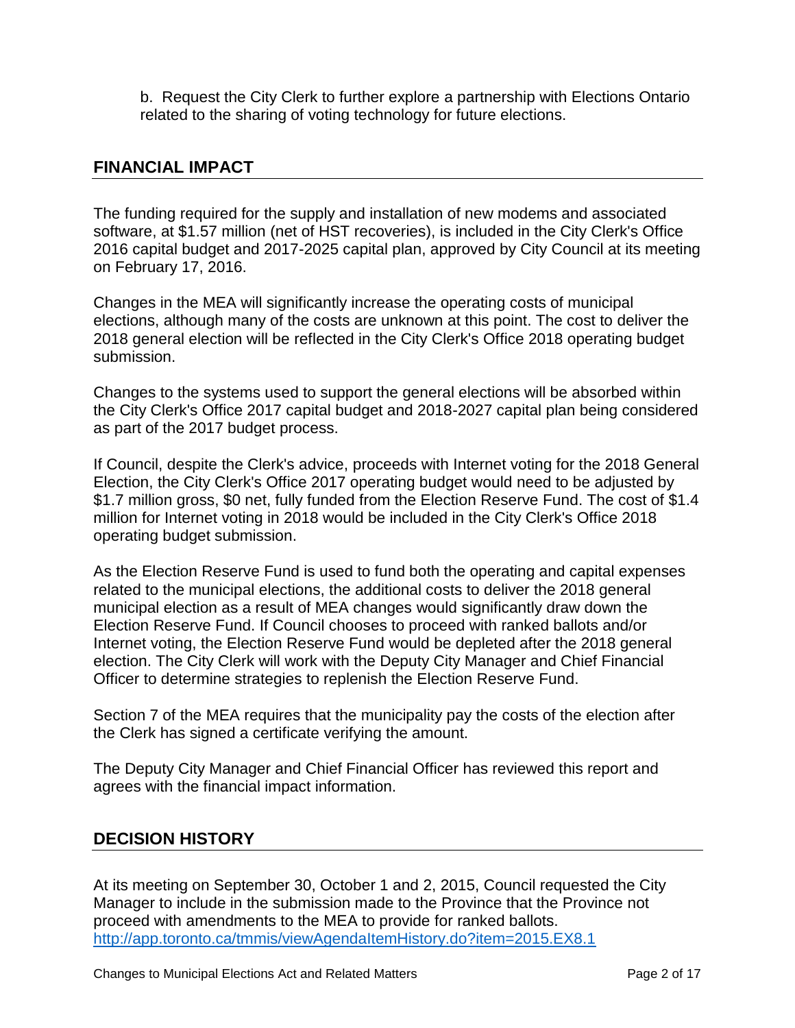b. Request the City Clerk to further explore a partnership with Elections Ontario related to the sharing of voting technology for future elections.

## FINANCIAL IMPACT

The funding required for the supply and installation of new modems and associated software, at $1.57 million (net of HST recoveries), is included in the City Clerk's Office 2016 capital budget and 2017-2025 capital plan, approved by City Council at its meeting on February 17, 2016.

Changes in the MEA will significantly increase the operating costs of municipal elections, although many of the costs are unknown at this point. The cost to deliver the 2018 general election will be reflected in the City Clerk's Office 2018 operating budget submission.

Changes to the systems used to support the general elections will be absorbed within the City Clerk's Office 2017 capital budget and 2018-2027 capital plan being considered as part of the 2017 budget process.

If Council, despite the Clerk's advice, proceeds with Internet voting for the 2018 General Election, the City Clerk's Office 2017 operating budget would need to be adjusted by $1.7 million gross, $0 net, fully funded from the Election Reserve Fund. The cost of $1.4 million for Internet voting in 2018 would be included in the City Clerk's Office 2018 operating budget submission.

As the Election Reserve Fund is used to fund both the operating and capital expenses related to the municipal elections, the additional costs to deliver the 2018 general municipal election as a result of MEA changes would significantly draw down the Election Reserve Fund. If Council chooses to proceed with ranked ballots and/or Internet voting, the Election Reserve Fund would be depleted after the 2018 general election. The City Clerk will work with the Deputy City Manager and Chief Financial Officer to determine strategies to replenish the Election Reserve Fund.

Section 7 of the MEA requires that the municipality pay the costs of the election after the Clerk has signed a certificate verifying the amount.

The Deputy City Manager and Chief Financial Officer has reviewed this report and agrees with the financial impact information.

## DECISION HISTORY

At its meeting on September 30, October 1 and 2, 2015, Council requested the City Manager to include in the submission made to the Province that the Province not proceed with amendments to the MEA to provide for ranked ballots.
http://app.toronto.ca/tmmis/viewAgendaItemHistory.do?item=2015.EX8.1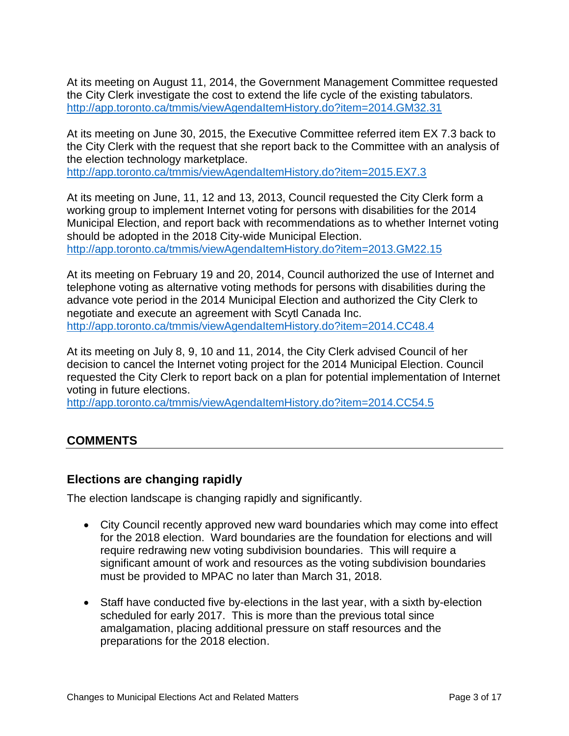At its meeting on August 11, 2014, the Government Management Committee requested the City Clerk investigate the cost to extend the life cycle of the existing tabulators.
http://app.toronto.ca/tmmis/viewAgendaItemHistory.do?item=2014.GM32.31

At its meeting on June 30, 2015, the Executive Committee referred item EX 7.3 back to the City Clerk with the request that she report back to the Committee with an analysis of the election technology marketplace.
http://app.toronto.ca/tmmis/viewAgendaItemHistory.do?item=2015.EX7.3

At its meeting on June, 11, 12 and 13, 2013, Council requested the City Clerk form a working group to implement Internet voting for persons with disabilities for the 2014 Municipal Election, and report back with recommendations as to whether Internet voting should be adopted in the 2018 City-wide Municipal Election.
http://app.toronto.ca/tmmis/viewAgendaItemHistory.do?item=2013.GM22.15

At its meeting on February 19 and 20, 2014, Council authorized the use of Internet and telephone voting as alternative voting methods for persons with disabilities during the advance vote period in the 2014 Municipal Election and authorized the City Clerk to negotiate and execute an agreement with Scytl Canada Inc.
http://app.toronto.ca/tmmis/viewAgendaItemHistory.do?item=2014.CC48.4

At its meeting on July 8, 9, 10 and 11, 2014, the City Clerk advised Council of her decision to cancel the Internet voting project for the 2014 Municipal Election. Council requested the City Clerk to report back on a plan for potential implementation of Internet voting in future elections.
http://app.toronto.ca/tmmis/viewAgendaItemHistory.do?item=2014.CC54.5

## COMMENTS

### Elections are changing rapidly

The election landscape is changing rapidly and significantly.

- City Council recently approved new ward boundaries which may come into effect for the 2018 election. Ward boundaries are the foundation for elections and will require redrawing new voting subdivision boundaries. This will require a significant amount of work and resources as the voting subdivision boundaries must be provided to MPAC no later than March 31, 2018.
- Staff have conducted five by-elections in the last year, with a sixth by-election scheduled for early 2017. This is more than the previous total since amalgamation, placing additional pressure on staff resources and the preparations for the 2018 election.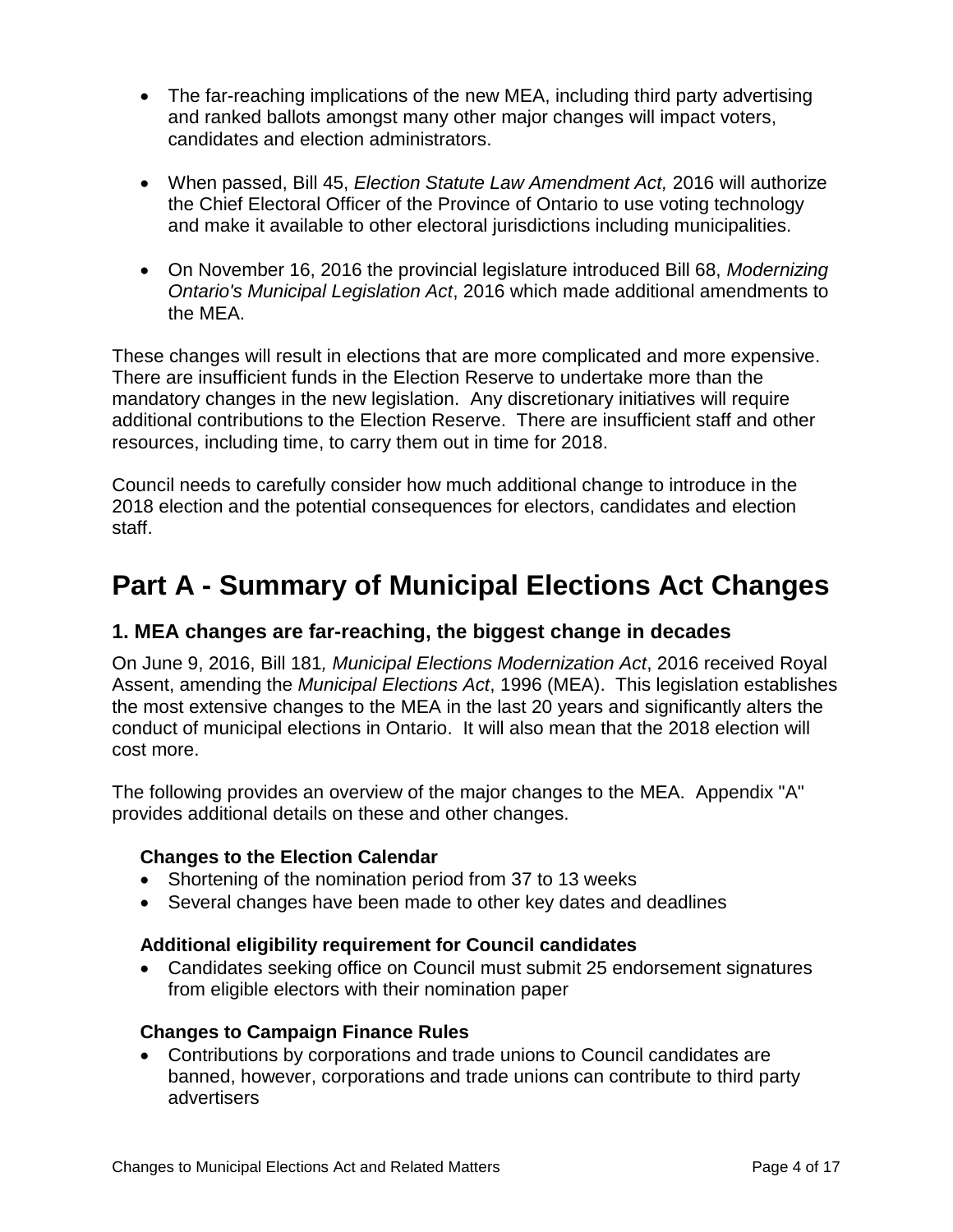- The far-reaching implications of the new MEA, including third party advertising and ranked ballots amongst many other major changes will impact voters, candidates and election administrators.

- When passed, Bill 45, *Election Statute Law Amendment Act,* 2016 will authorize the Chief Electoral Officer of the Province of Ontario to use voting technology and make it available to other electoral jurisdictions including municipalities.

- On November 16, 2016 the provincial legislature introduced Bill 68, *Modernizing Ontario's Municipal Legislation Act*, 2016 which made additional amendments to the MEA.

These changes will result in elections that are more complicated and more expensive. There are insufficient funds in the Election Reserve to undertake more than the mandatory changes in the new legislation. Any discretionary initiatives will require additional contributions to the Election Reserve. There are insufficient staff and other resources, including time, to carry them out in time for 2018.

Council needs to carefully consider how much additional change to introduce in the 2018 election and the potential consequences for electors, candidates and election staff.

# Part A - Summary of Municipal Elections Act Changes

## 1. MEA changes are far-reaching, the biggest change in decades

On June 9, 2016, Bill 181*, Municipal Elections Modernization Act*, 2016 received Royal Assent, amending the *Municipal Elections Act*, 1996 (MEA). This legislation establishes the most extensive changes to the MEA in the last 20 years and significantly alters the conduct of municipal elections in Ontario. It will also mean that the 2018 election will cost more.

The following provides an overview of the major changes to the MEA. Appendix "A" provides additional details on these and other changes.

**Changes to the Election Calendar**

- Shortening of the nomination period from 37 to 13 weeks
- Several changes have been made to other key dates and deadlines

**Additional eligibility requirement for Council candidates**

- Candidates seeking office on Council must submit 25 endorsement signatures from eligible electors with their nomination paper

**Changes to Campaign Finance Rules**

- Contributions by corporations and trade unions to Council candidates are banned, however, corporations and trade unions can contribute to third party advertisers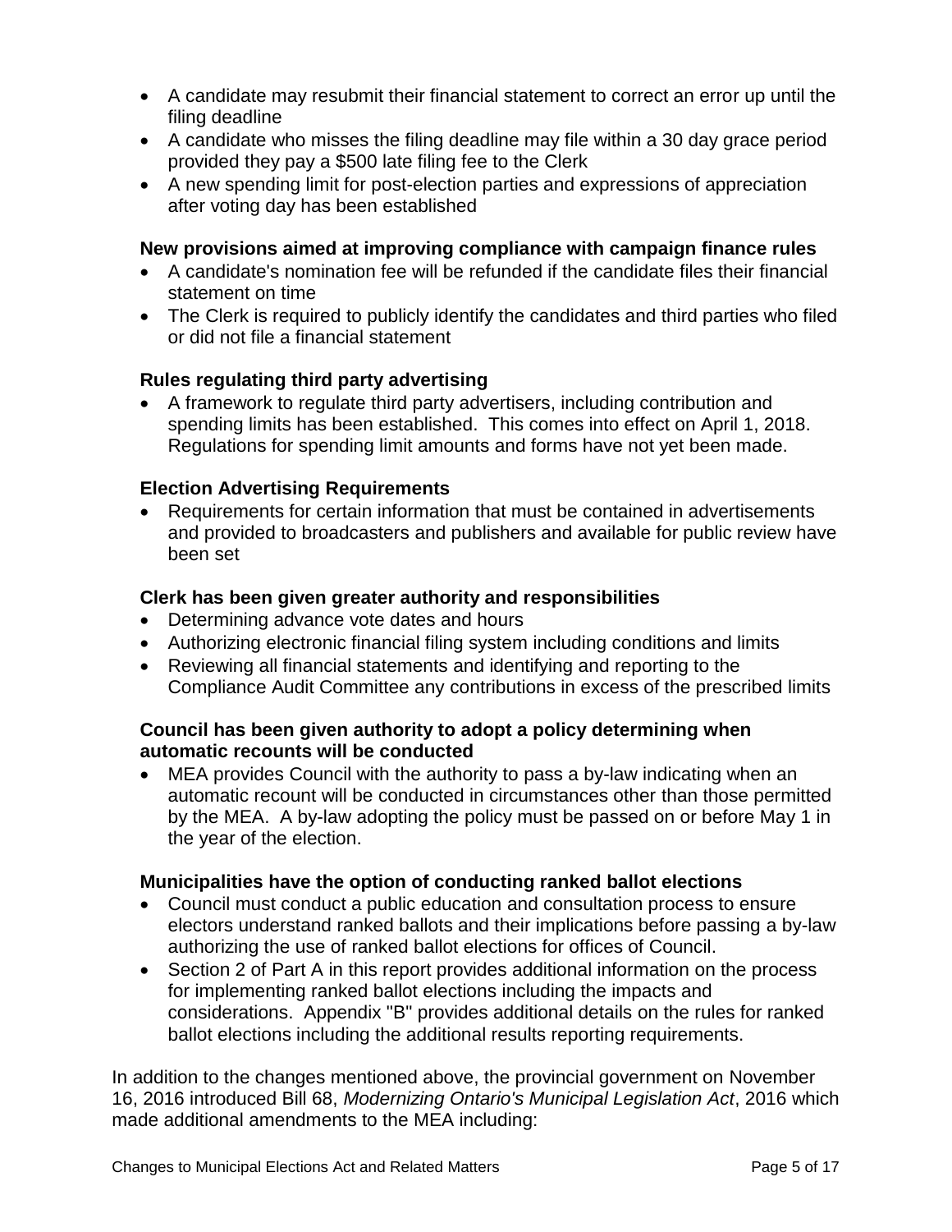- A candidate may resubmit their financial statement to correct an error up until the filing deadline
- A candidate who misses the filing deadline may file within a 30 day grace period provided they pay a $500 late filing fee to the Clerk
- A new spending limit for post-election parties and expressions of appreciation after voting day has been established

**New provisions aimed at improving compliance with campaign finance rules**

- A candidate's nomination fee will be refunded if the candidate files their financial statement on time
- The Clerk is required to publicly identify the candidates and third parties who filed or did not file a financial statement

**Rules regulating third party advertising**

- A framework to regulate third party advertisers, including contribution and spending limits has been established. This comes into effect on April 1, 2018. Regulations for spending limit amounts and forms have not yet been made.

**Election Advertising Requirements**

- Requirements for certain information that must be contained in advertisements and provided to broadcasters and publishers and available for public review have been set

**Clerk has been given greater authority and responsibilities**

- Determining advance vote dates and hours
- Authorizing electronic financial filing system including conditions and limits
- Reviewing all financial statements and identifying and reporting to the Compliance Audit Committee any contributions in excess of the prescribed limits

**Council has been given authority to adopt a policy determining when automatic recounts will be conducted**

- MEA provides Council with the authority to pass a by-law indicating when an automatic recount will be conducted in circumstances other than those permitted by the MEA. A by-law adopting the policy must be passed on or before May 1 in the year of the election.

**Municipalities have the option of conducting ranked ballot elections**

- Council must conduct a public education and consultation process to ensure electors understand ranked ballots and their implications before passing a by-law authorizing the use of ranked ballot elections for offices of Council.
- Section 2 of Part A in this report provides additional information on the process for implementing ranked ballot elections including the impacts and considerations. Appendix "B" provides additional details on the rules for ranked ballot elections including the additional results reporting requirements.

In addition to the changes mentioned above, the provincial government on November 16, 2016 introduced Bill 68, *Modernizing Ontario's Municipal Legislation Act*, 2016 which made additional amendments to the MEA including: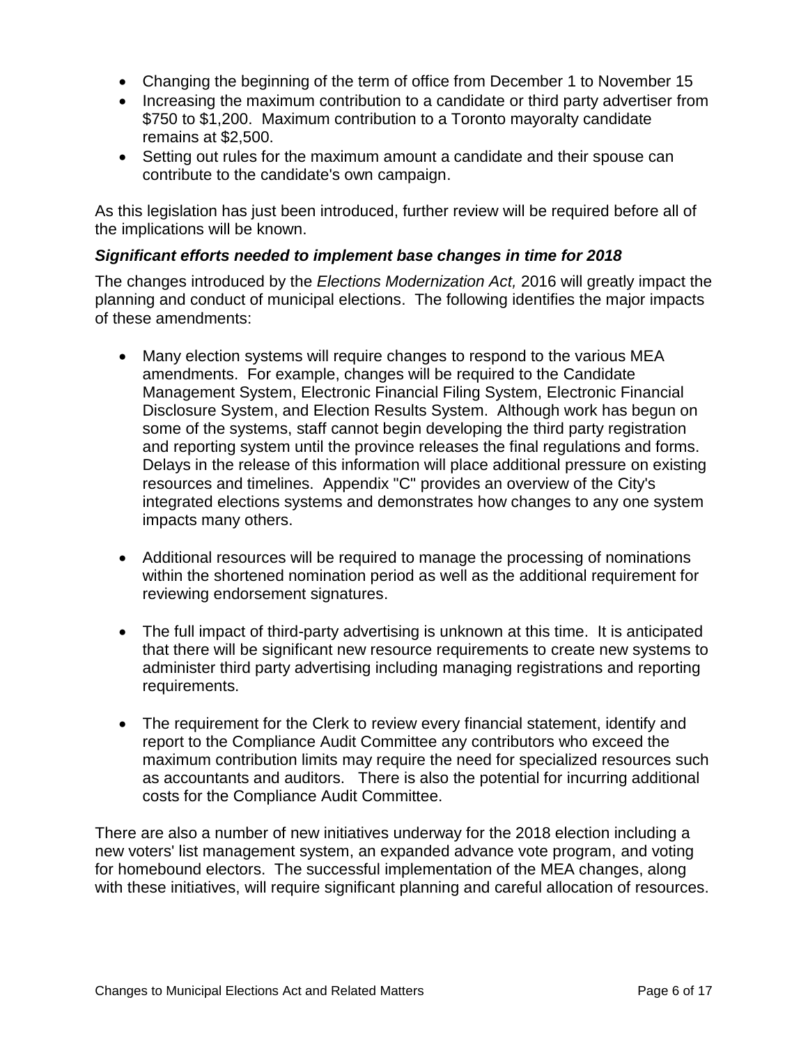- Changing the beginning of the term of office from December 1 to November 15
- Increasing the maximum contribution to a candidate or third party advertiser from $750 to $1,200. Maximum contribution to a Toronto mayoralty candidate remains at $2,500.
- Setting out rules for the maximum amount a candidate and their spouse can contribute to the candidate's own campaign.

As this legislation has just been introduced, further review will be required before all of the implications will be known.

### *Significant efforts needed to implement base changes in time for 2018*

The changes introduced by the *Elections Modernization Act,* 2016 will greatly impact the planning and conduct of municipal elections. The following identifies the major impacts of these amendments:

- Many election systems will require changes to respond to the various MEA amendments. For example, changes will be required to the Candidate Management System, Electronic Financial Filing System, Electronic Financial Disclosure System, and Election Results System. Although work has begun on some of the systems, staff cannot begin developing the third party registration and reporting system until the province releases the final regulations and forms. Delays in the release of this information will place additional pressure on existing resources and timelines. Appendix "C" provides an overview of the City's integrated elections systems and demonstrates how changes to any one system impacts many others.

- Additional resources will be required to manage the processing of nominations within the shortened nomination period as well as the additional requirement for reviewing endorsement signatures.

- The full impact of third-party advertising is unknown at this time. It is anticipated that there will be significant new resource requirements to create new systems to administer third party advertising including managing registrations and reporting requirements.

- The requirement for the Clerk to review every financial statement, identify and report to the Compliance Audit Committee any contributors who exceed the maximum contribution limits may require the need for specialized resources such as accountants and auditors. There is also the potential for incurring additional costs for the Compliance Audit Committee.

There are also a number of new initiatives underway for the 2018 election including a new voters' list management system, an expanded advance vote program, and voting for homebound electors. The successful implementation of the MEA changes, along with these initiatives, will require significant planning and careful allocation of resources.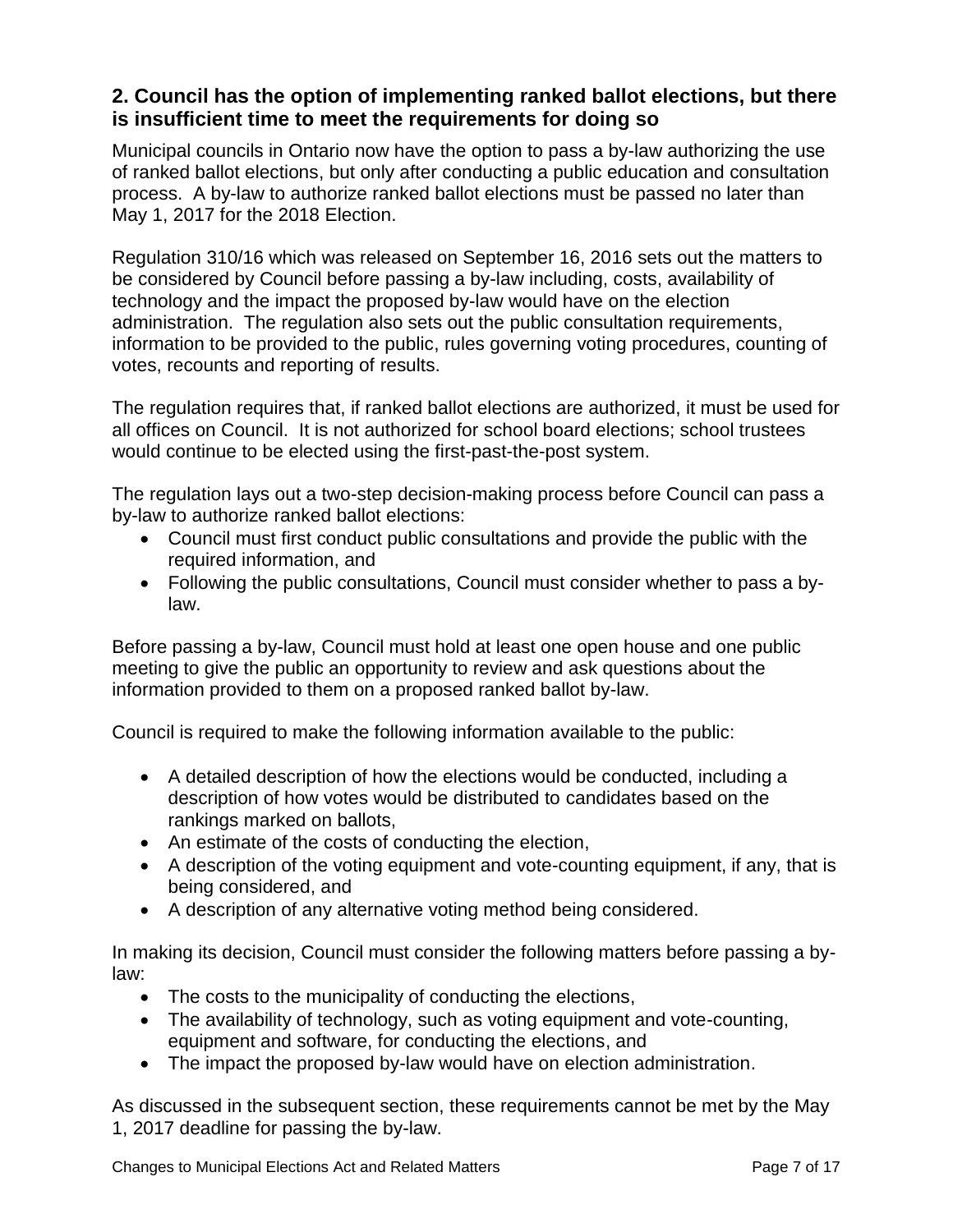## 2. Council has the option of implementing ranked ballot elections, but there is insufficient time to meet the requirements for doing so

Municipal councils in Ontario now have the option to pass a by-law authorizing the use of ranked ballot elections, but only after conducting a public education and consultation process. A by-law to authorize ranked ballot elections must be passed no later than May 1, 2017 for the 2018 Election.

Regulation 310/16 which was released on September 16, 2016 sets out the matters to be considered by Council before passing a by-law including, costs, availability of technology and the impact the proposed by-law would have on the election administration. The regulation also sets out the public consultation requirements, information to be provided to the public, rules governing voting procedures, counting of votes, recounts and reporting of results.

The regulation requires that, if ranked ballot elections are authorized, it must be used for all offices on Council. It is not authorized for school board elections; school trustees would continue to be elected using the first-past-the-post system.

The regulation lays out a two-step decision-making process before Council can pass a by-law to authorize ranked ballot elections:

- Council must first conduct public consultations and provide the public with the required information, and
- Following the public consultations, Council must consider whether to pass a by-law.

Before passing a by-law, Council must hold at least one open house and one public meeting to give the public an opportunity to review and ask questions about the information provided to them on a proposed ranked ballot by-law.

Council is required to make the following information available to the public:

- A detailed description of how the elections would be conducted, including a description of how votes would be distributed to candidates based on the rankings marked on ballots,
- An estimate of the costs of conducting the election,
- A description of the voting equipment and vote-counting equipment, if any, that is being considered, and
- A description of any alternative voting method being considered.

In making its decision, Council must consider the following matters before passing a by-law:

- The costs to the municipality of conducting the elections,
- The availability of technology, such as voting equipment and vote-counting, equipment and software, for conducting the elections, and
- The impact the proposed by-law would have on election administration.

As discussed in the subsequent section, these requirements cannot be met by the May 1, 2017 deadline for passing the by-law.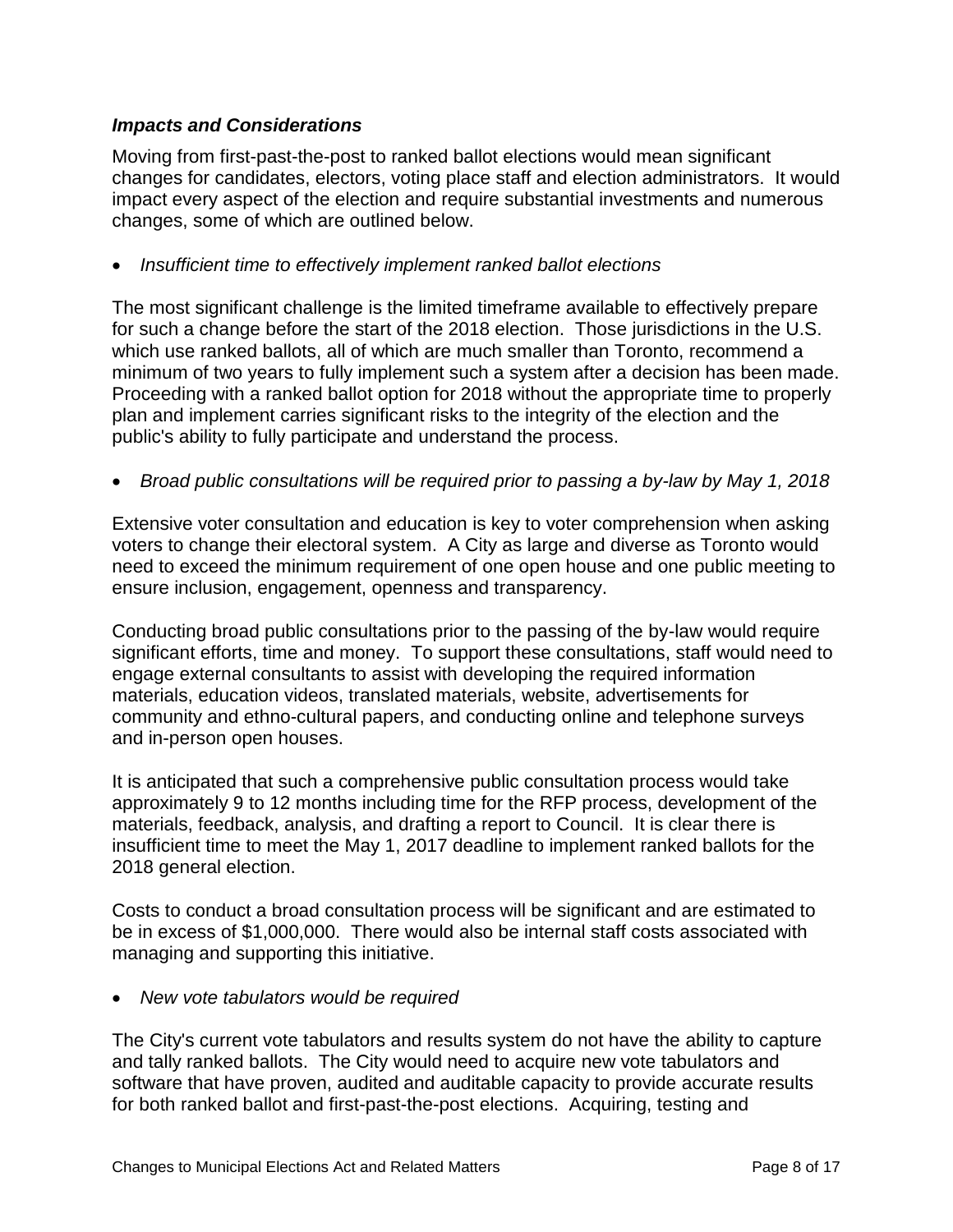### *Impacts and Considerations*

Moving from first-past-the-post to ranked ballot elections would mean significant changes for candidates, electors, voting place staff and election administrators. It would impact every aspect of the election and require substantial investments and numerous changes, some of which are outlined below.

- *Insufficient time to effectively implement ranked ballot elections*

The most significant challenge is the limited timeframe available to effectively prepare for such a change before the start of the 2018 election. Those jurisdictions in the U.S. which use ranked ballots, all of which are much smaller than Toronto, recommend a minimum of two years to fully implement such a system after a decision has been made. Proceeding with a ranked ballot option for 2018 without the appropriate time to properly plan and implement carries significant risks to the integrity of the election and the public's ability to fully participate and understand the process.

- *Broad public consultations will be required prior to passing a by-law by May 1, 2018*

Extensive voter consultation and education is key to voter comprehension when asking voters to change their electoral system. A City as large and diverse as Toronto would need to exceed the minimum requirement of one open house and one public meeting to ensure inclusion, engagement, openness and transparency.

Conducting broad public consultations prior to the passing of the by-law would require significant efforts, time and money. To support these consultations, staff would need to engage external consultants to assist with developing the required information materials, education videos, translated materials, website, advertisements for community and ethno-cultural papers, and conducting online and telephone surveys and in-person open houses.

It is anticipated that such a comprehensive public consultation process would take approximately 9 to 12 months including time for the RFP process, development of the materials, feedback, analysis, and drafting a report to Council. It is clear there is insufficient time to meet the May 1, 2017 deadline to implement ranked ballots for the 2018 general election.

Costs to conduct a broad consultation process will be significant and are estimated to be in excess of $1,000,000. There would also be internal staff costs associated with managing and supporting this initiative.

- *New vote tabulators would be required*

The City's current vote tabulators and results system do not have the ability to capture and tally ranked ballots. The City would need to acquire new vote tabulators and software that have proven, audited and auditable capacity to provide accurate results for both ranked ballot and first-past-the-post elections. Acquiring, testing and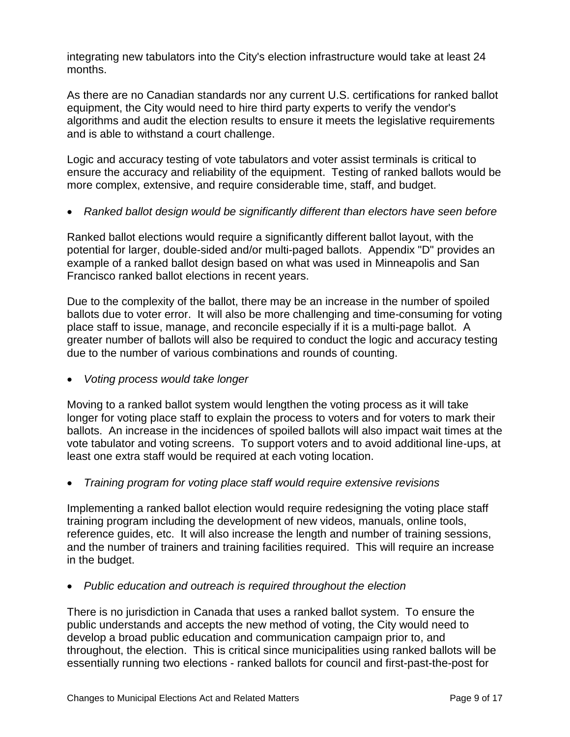integrating new tabulators into the City's election infrastructure would take at least 24 months.

As there are no Canadian standards nor any current U.S. certifications for ranked ballot equipment, the City would need to hire third party experts to verify the vendor's algorithms and audit the election results to ensure it meets the legislative requirements and is able to withstand a court challenge.

Logic and accuracy testing of vote tabulators and voter assist terminals is critical to ensure the accuracy and reliability of the equipment. Testing of ranked ballots would be more complex, extensive, and require considerable time, staff, and budget.

- *Ranked ballot design would be significantly different than electors have seen before*

Ranked ballot elections would require a significantly different ballot layout, with the potential for larger, double-sided and/or multi-paged ballots. Appendix "D" provides an example of a ranked ballot design based on what was used in Minneapolis and San Francisco ranked ballot elections in recent years.

Due to the complexity of the ballot, there may be an increase in the number of spoiled ballots due to voter error. It will also be more challenging and time-consuming for voting place staff to issue, manage, and reconcile especially if it is a multi-page ballot. A greater number of ballots will also be required to conduct the logic and accuracy testing due to the number of various combinations and rounds of counting.

- *Voting process would take longer*

Moving to a ranked ballot system would lengthen the voting process as it will take longer for voting place staff to explain the process to voters and for voters to mark their ballots. An increase in the incidences of spoiled ballots will also impact wait times at the vote tabulator and voting screens. To support voters and to avoid additional line-ups, at least one extra staff would be required at each voting location.

- *Training program for voting place staff would require extensive revisions*

Implementing a ranked ballot election would require redesigning the voting place staff training program including the development of new videos, manuals, online tools, reference guides, etc. It will also increase the length and number of training sessions, and the number of trainers and training facilities required. This will require an increase in the budget.

- *Public education and outreach is required throughout the election*

There is no jurisdiction in Canada that uses a ranked ballot system. To ensure the public understands and accepts the new method of voting, the City would need to develop a broad public education and communication campaign prior to, and throughout, the election. This is critical since municipalities using ranked ballots will be essentially running two elections - ranked ballots for council and first-past-the-post for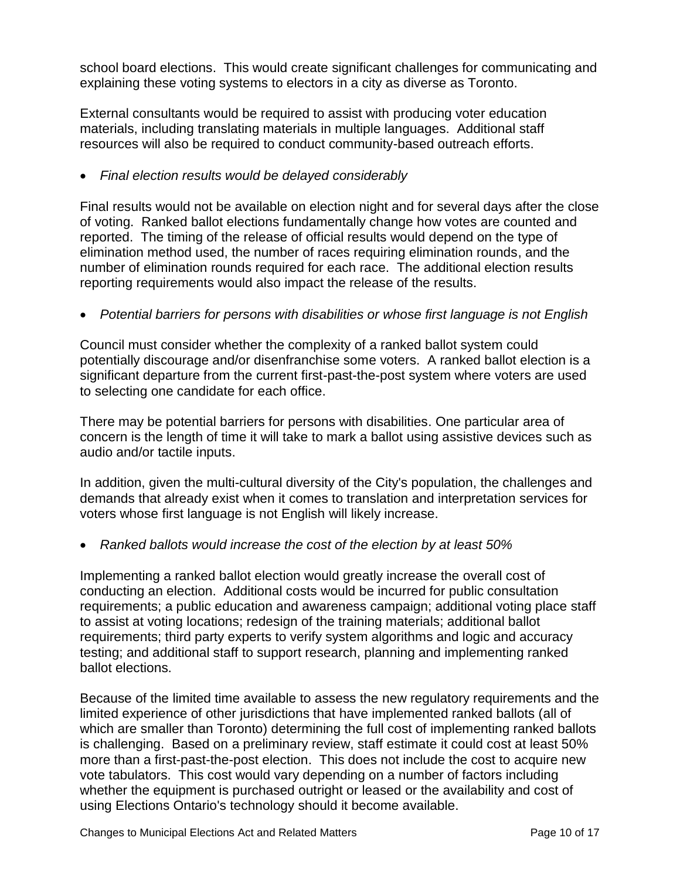school board elections. This would create significant challenges for communicating and explaining these voting systems to electors in a city as diverse as Toronto.

External consultants would be required to assist with producing voter education materials, including translating materials in multiple languages. Additional staff resources will also be required to conduct community-based outreach efforts.

- *Final election results would be delayed considerably*

Final results would not be available on election night and for several days after the close of voting. Ranked ballot elections fundamentally change how votes are counted and reported. The timing of the release of official results would depend on the type of elimination method used, the number of races requiring elimination rounds, and the number of elimination rounds required for each race. The additional election results reporting requirements would also impact the release of the results.

- *Potential barriers for persons with disabilities or whose first language is not English*

Council must consider whether the complexity of a ranked ballot system could potentially discourage and/or disenfranchise some voters. A ranked ballot election is a significant departure from the current first-past-the-post system where voters are used to selecting one candidate for each office.

There may be potential barriers for persons with disabilities. One particular area of concern is the length of time it will take to mark a ballot using assistive devices such as audio and/or tactile inputs.

In addition, given the multi-cultural diversity of the City's population, the challenges and demands that already exist when it comes to translation and interpretation services for voters whose first language is not English will likely increase.

- *Ranked ballots would increase the cost of the election by at least 50%*

Implementing a ranked ballot election would greatly increase the overall cost of conducting an election. Additional costs would be incurred for public consultation requirements; a public education and awareness campaign; additional voting place staff to assist at voting locations; redesign of the training materials; additional ballot requirements; third party experts to verify system algorithms and logic and accuracy testing; and additional staff to support research, planning and implementing ranked ballot elections.

Because of the limited time available to assess the new regulatory requirements and the limited experience of other jurisdictions that have implemented ranked ballots (all of which are smaller than Toronto) determining the full cost of implementing ranked ballots is challenging. Based on a preliminary review, staff estimate it could cost at least 50% more than a first-past-the-post election. This does not include the cost to acquire new vote tabulators. This cost would vary depending on a number of factors including whether the equipment is purchased outright or leased or the availability and cost of using Elections Ontario's technology should it become available.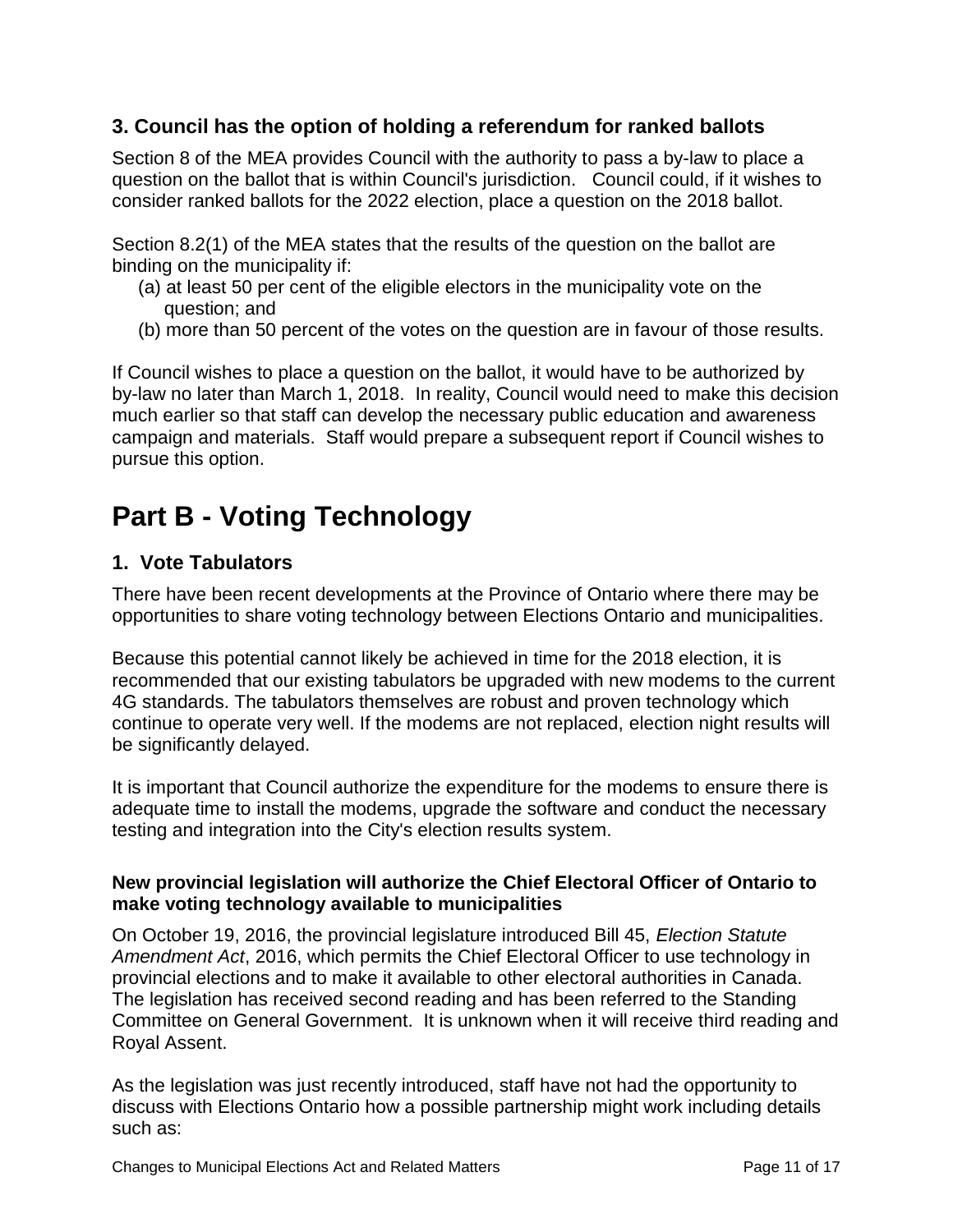### 3. Council has the option of holding a referendum for ranked ballots

Section 8 of the MEA provides Council with the authority to pass a by-law to place a question on the ballot that is within Council's jurisdiction. Council could, if it wishes to consider ranked ballots for the 2022 election, place a question on the 2018 ballot.

Section 8.2(1) of the MEA states that the results of the question on the ballot are binding on the municipality if:

(a) at least 50 per cent of the eligible electors in the municipality vote on the question; and

(b) more than 50 percent of the votes on the question are in favour of those results.

If Council wishes to place a question on the ballot, it would have to be authorized by by-law no later than March 1, 2018. In reality, Council would need to make this decision much earlier so that staff can develop the necessary public education and awareness campaign and materials. Staff would prepare a subsequent report if Council wishes to pursue this option.

# Part B - Voting Technology

### 1. Vote Tabulators

There have been recent developments at the Province of Ontario where there may be opportunities to share voting technology between Elections Ontario and municipalities.

Because this potential cannot likely be achieved in time for the 2018 election, it is recommended that our existing tabulators be upgraded with new modems to the current 4G standards. The tabulators themselves are robust and proven technology which continue to operate very well. If the modems are not replaced, election night results will be significantly delayed.

It is important that Council authorize the expenditure for the modems to ensure there is adequate time to install the modems, upgrade the software and conduct the necessary testing and integration into the City's election results system.

**New provincial legislation will authorize the Chief Electoral Officer of Ontario to make voting technology available to municipalities**

On October 19, 2016, the provincial legislature introduced Bill 45, *Election Statute Amendment Act*, 2016, which permits the Chief Electoral Officer to use technology in provincial elections and to make it available to other electoral authorities in Canada. The legislation has received second reading and has been referred to the Standing Committee on General Government. It is unknown when it will receive third reading and Royal Assent.

As the legislation was just recently introduced, staff have not had the opportunity to discuss with Elections Ontario how a possible partnership might work including details such as: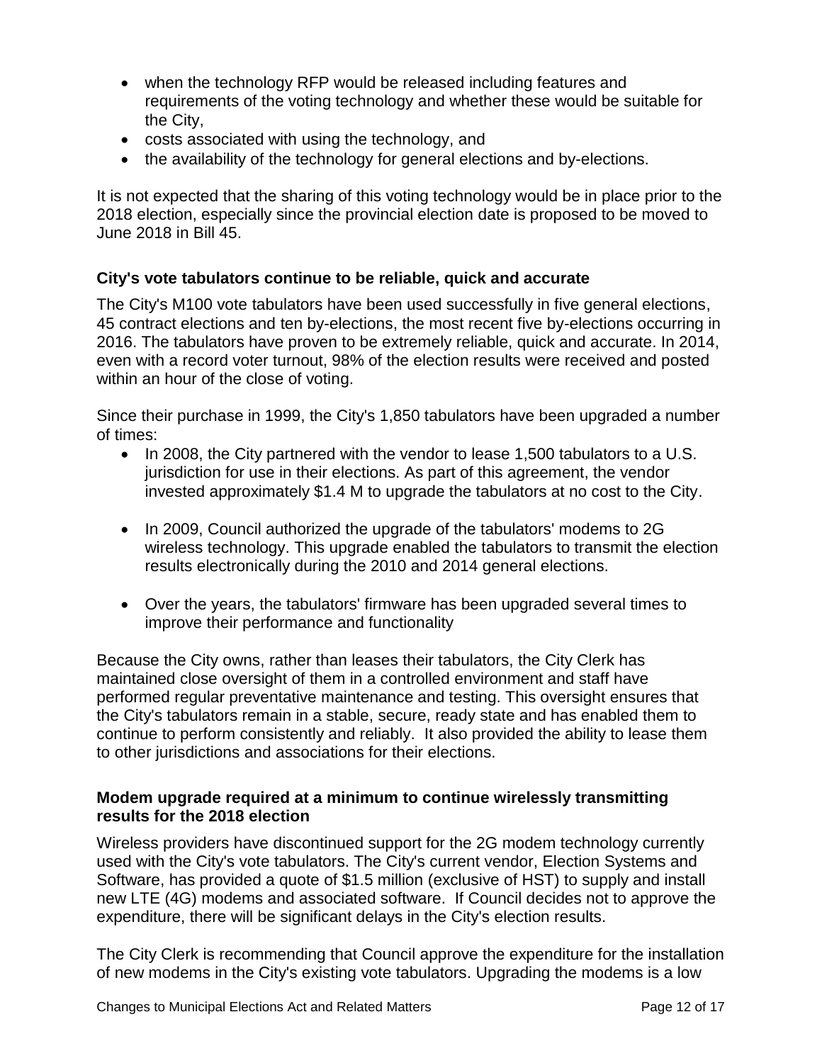- when the technology RFP would be released including features and requirements of the voting technology and whether these would be suitable for the City,
- costs associated with using the technology, and
- the availability of the technology for general elections and by-elections.

It is not expected that the sharing of this voting technology would be in place prior to the 2018 election, especially since the provincial election date is proposed to be moved to June 2018 in Bill 45.

### City's vote tabulators continue to be reliable, quick and accurate

The City's M100 vote tabulators have been used successfully in five general elections, 45 contract elections and ten by-elections, the most recent five by-elections occurring in 2016. The tabulators have proven to be extremely reliable, quick and accurate. In 2014, even with a record voter turnout, 98% of the election results were received and posted within an hour of the close of voting.

Since their purchase in 1999, the City's 1,850 tabulators have been upgraded a number of times:

- In 2008, the City partnered with the vendor to lease 1,500 tabulators to a U.S. jurisdiction for use in their elections. As part of this agreement, the vendor invested approximately $1.4 M to upgrade the tabulators at no cost to the City.
- In 2009, Council authorized the upgrade of the tabulators' modems to 2G wireless technology. This upgrade enabled the tabulators to transmit the election results electronically during the 2010 and 2014 general elections.
- Over the years, the tabulators' firmware has been upgraded several times to improve their performance and functionality

Because the City owns, rather than leases their tabulators, the City Clerk has maintained close oversight of them in a controlled environment and staff have performed regular preventative maintenance and testing. This oversight ensures that the City's tabulators remain in a stable, secure, ready state and has enabled them to continue to perform consistently and reliably. It also provided the ability to lease them to other jurisdictions and associations for their elections.

### Modem upgrade required at a minimum to continue wirelessly transmitting results for the 2018 election

Wireless providers have discontinued support for the 2G modem technology currently used with the City's vote tabulators. The City's current vendor, Election Systems and Software, has provided a quote of $1.5 million (exclusive of HST) to supply and install new LTE (4G) modems and associated software. If Council decides not to approve the expenditure, there will be significant delays in the City's election results.

The City Clerk is recommending that Council approve the expenditure for the installation of new modems in the City's existing vote tabulators. Upgrading the modems is a low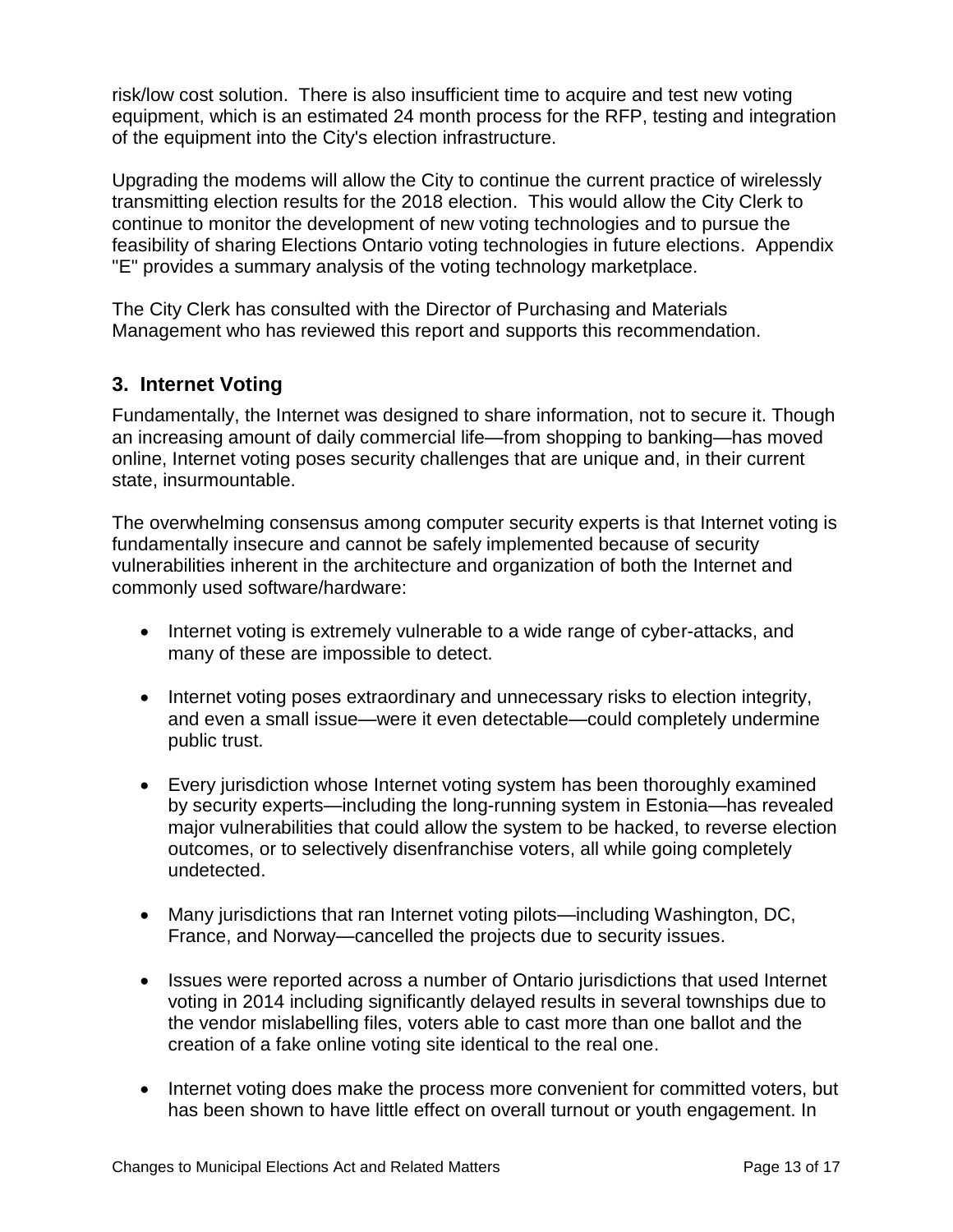risk/low cost solution. There is also insufficient time to acquire and test new voting equipment, which is an estimated 24 month process for the RFP, testing and integration of the equipment into the City's election infrastructure.

Upgrading the modems will allow the City to continue the current practice of wirelessly transmitting election results for the 2018 election. This would allow the City Clerk to continue to monitor the development of new voting technologies and to pursue the feasibility of sharing Elections Ontario voting technologies in future elections. Appendix "E" provides a summary analysis of the voting technology marketplace.

The City Clerk has consulted with the Director of Purchasing and Materials Management who has reviewed this report and supports this recommendation.

## 3. Internet Voting

Fundamentally, the Internet was designed to share information, not to secure it. Though an increasing amount of daily commercial life—from shopping to banking—has moved online, Internet voting poses security challenges that are unique and, in their current state, insurmountable.

The overwhelming consensus among computer security experts is that Internet voting is fundamentally insecure and cannot be safely implemented because of security vulnerabilities inherent in the architecture and organization of both the Internet and commonly used software/hardware:

- Internet voting is extremely vulnerable to a wide range of cyber-attacks, and many of these are impossible to detect.

- Internet voting poses extraordinary and unnecessary risks to election integrity, and even a small issue—were it even detectable—could completely undermine public trust.

- Every jurisdiction whose Internet voting system has been thoroughly examined by security experts—including the long-running system in Estonia—has revealed major vulnerabilities that could allow the system to be hacked, to reverse election outcomes, or to selectively disenfranchise voters, all while going completely undetected.

- Many jurisdictions that ran Internet voting pilots—including Washington, DC, France, and Norway—cancelled the projects due to security issues.

- Issues were reported across a number of Ontario jurisdictions that used Internet voting in 2014 including significantly delayed results in several townships due to the vendor mislabelling files, voters able to cast more than one ballot and the creation of a fake online voting site identical to the real one.

- Internet voting does make the process more convenient for committed voters, but has been shown to have little effect on overall turnout or youth engagement. In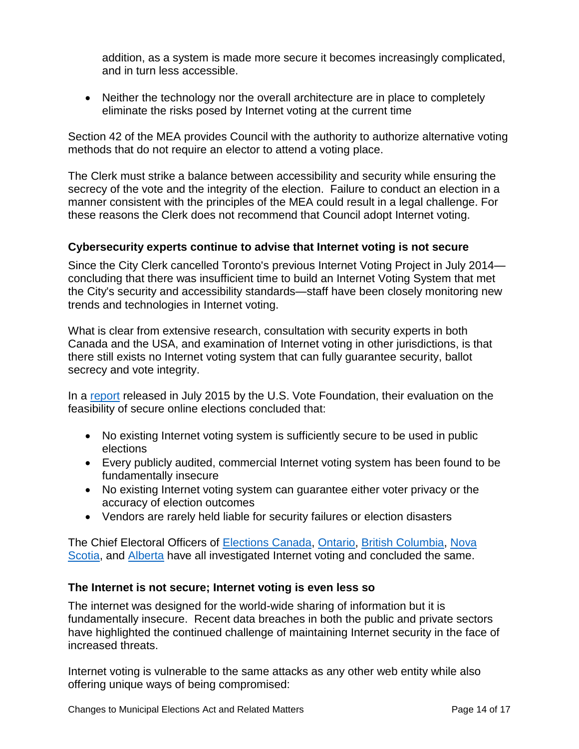addition, as a system is made more secure it becomes increasingly complicated, and in turn less accessible.

- Neither the technology nor the overall architecture are in place to completely eliminate the risks posed by Internet voting at the current time

Section 42 of the MEA provides Council with the authority to authorize alternative voting methods that do not require an elector to attend a voting place.

The Clerk must strike a balance between accessibility and security while ensuring the secrecy of the vote and the integrity of the election. Failure to conduct an election in a manner consistent with the principles of the MEA could result in a legal challenge. For these reasons the Clerk does not recommend that Council adopt Internet voting.

**Cybersecurity experts continue to advise that Internet voting is not secure**

Since the City Clerk cancelled Toronto's previous Internet Voting Project in July 2014—concluding that there was insufficient time to build an Internet Voting System that met the City's security and accessibility standards—staff have been closely monitoring new trends and technologies in Internet voting.

What is clear from extensive research, consultation with security experts in both Canada and the USA, and examination of Internet voting in other jurisdictions, is that there still exists no Internet voting system that can fully guarantee security, ballot secrecy and vote integrity.

In a report released in July 2015 by the U.S. Vote Foundation, their evaluation on the feasibility of secure online elections concluded that:

- No existing Internet voting system is sufficiently secure to be used in public elections
- Every publicly audited, commercial Internet voting system has been found to be fundamentally insecure
- No existing Internet voting system can guarantee either voter privacy or the accuracy of election outcomes
- Vendors are rarely held liable for security failures or election disasters

The Chief Electoral Officers of Elections Canada, Ontario, British Columbia, Nova Scotia, and Alberta have all investigated Internet voting and concluded the same.

**The Internet is not secure; Internet voting is even less so**

The internet was designed for the world-wide sharing of information but it is fundamentally insecure. Recent data breaches in both the public and private sectors have highlighted the continued challenge of maintaining Internet security in the face of increased threats.

Internet voting is vulnerable to the same attacks as any other web entity while also offering unique ways of being compromised: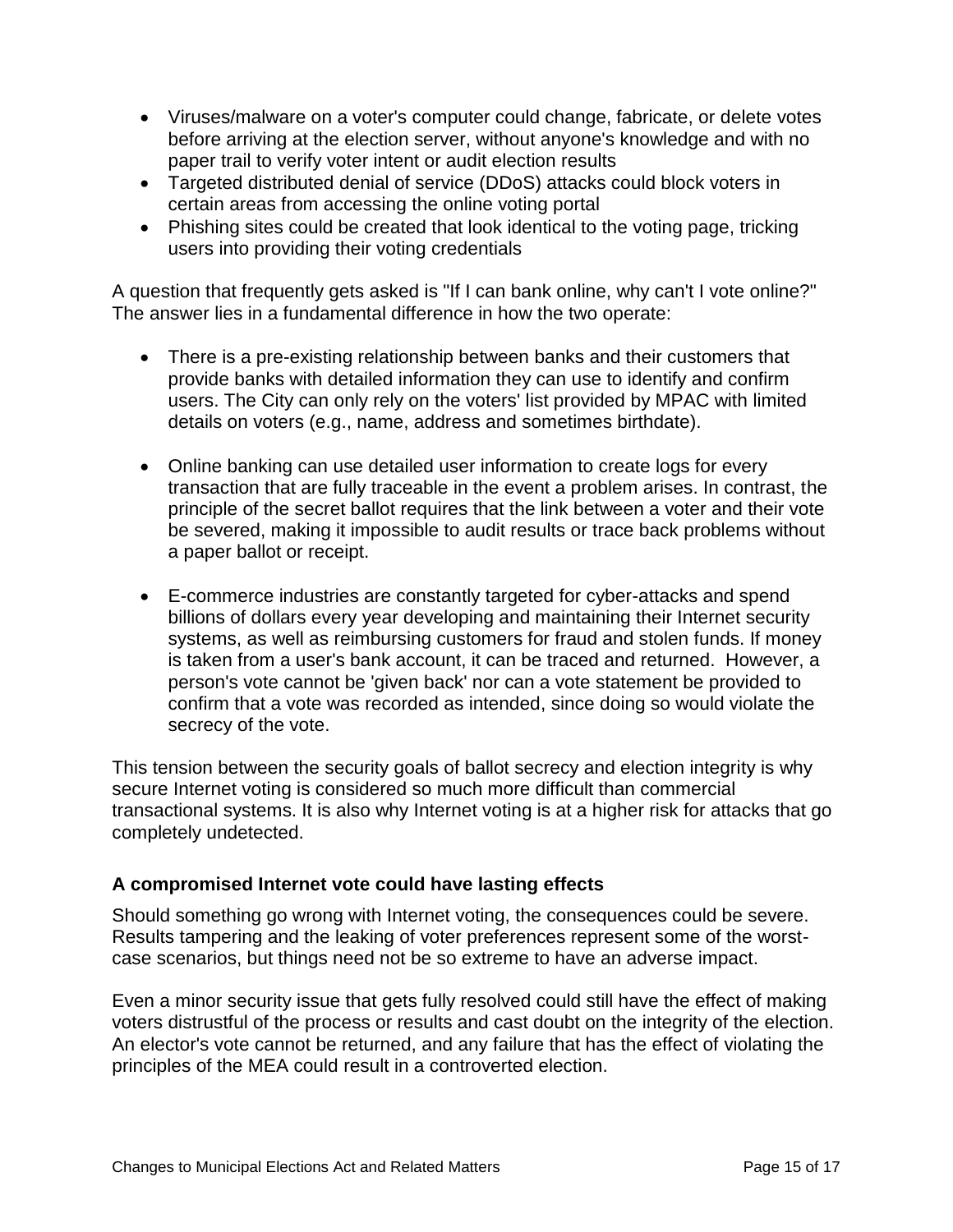- Viruses/malware on a voter's computer could change, fabricate, or delete votes before arriving at the election server, without anyone's knowledge and with no paper trail to verify voter intent or audit election results
- Targeted distributed denial of service (DDoS) attacks could block voters in certain areas from accessing the online voting portal
- Phishing sites could be created that look identical to the voting page, tricking users into providing their voting credentials

A question that frequently gets asked is "If I can bank online, why can't I vote online?" The answer lies in a fundamental difference in how the two operate:

- There is a pre-existing relationship between banks and their customers that provide banks with detailed information they can use to identify and confirm users. The City can only rely on the voters' list provided by MPAC with limited details on voters (e.g., name, address and sometimes birthdate).

- Online banking can use detailed user information to create logs for every transaction that are fully traceable in the event a problem arises. In contrast, the principle of the secret ballot requires that the link between a voter and their vote be severed, making it impossible to audit results or trace back problems without a paper ballot or receipt.

- E-commerce industries are constantly targeted for cyber-attacks and spend billions of dollars every year developing and maintaining their Internet security systems, as well as reimbursing customers for fraud and stolen funds. If money is taken from a user's bank account, it can be traced and returned. However, a person's vote cannot be 'given back' nor can a vote statement be provided to confirm that a vote was recorded as intended, since doing so would violate the secrecy of the vote.

This tension between the security goals of ballot secrecy and election integrity is why secure Internet voting is considered so much more difficult than commercial transactional systems. It is also why Internet voting is at a higher risk for attacks that go completely undetected.

**A compromised Internet vote could have lasting effects**

Should something go wrong with Internet voting, the consequences could be severe. Results tampering and the leaking of voter preferences represent some of the worst-case scenarios, but things need not be so extreme to have an adverse impact.

Even a minor security issue that gets fully resolved could still have the effect of making voters distrustful of the process or results and cast doubt on the integrity of the election. An elector's vote cannot be returned, and any failure that has the effect of violating the principles of the MEA could result in a controverted election.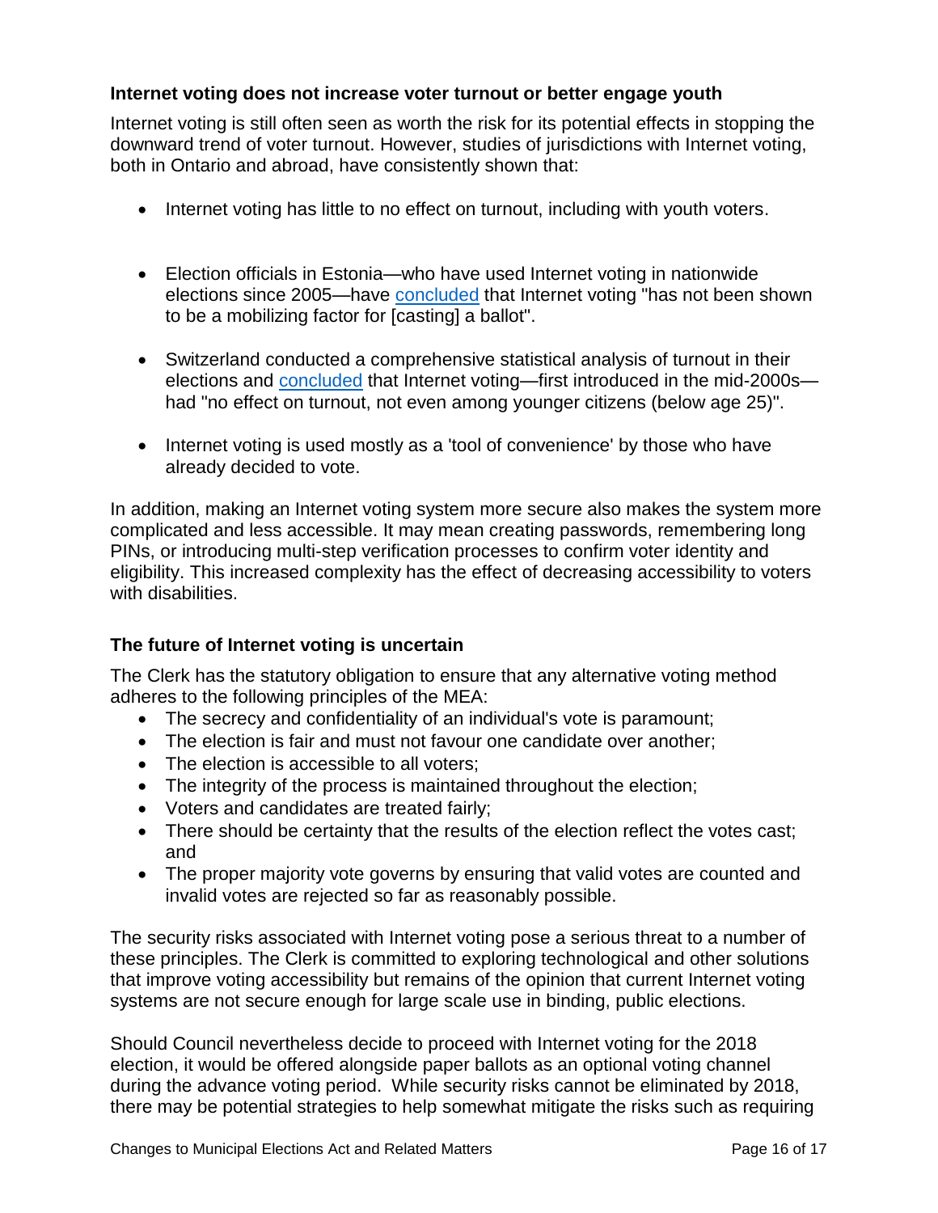### Internet voting does not increase voter turnout or better engage youth

Internet voting is still often seen as worth the risk for its potential effects in stopping the downward trend of voter turnout. However, studies of jurisdictions with Internet voting, both in Ontario and abroad, have consistently shown that:

- Internet voting has little to no effect on turnout, including with youth voters.
- Election officials in Estonia—who have used Internet voting in nationwide elections since 2005—have concluded that Internet voting "has not been shown to be a mobilizing factor for [casting] a ballot".
- Switzerland conducted a comprehensive statistical analysis of turnout in their elections and concluded that Internet voting—first introduced in the mid-2000s—had "no effect on turnout, not even among younger citizens (below age 25)".
- Internet voting is used mostly as a 'tool of convenience' by those who have already decided to vote.

In addition, making an Internet voting system more secure also makes the system more complicated and less accessible. It may mean creating passwords, remembering long PINs, or introducing multi-step verification processes to confirm voter identity and eligibility. This increased complexity has the effect of decreasing accessibility to voters with disabilities.

### The future of Internet voting is uncertain

The Clerk has the statutory obligation to ensure that any alternative voting method adheres to the following principles of the MEA:

- The secrecy and confidentiality of an individual's vote is paramount;
- The election is fair and must not favour one candidate over another;
- The election is accessible to all voters;
- The integrity of the process is maintained throughout the election;
- Voters and candidates are treated fairly;
- There should be certainty that the results of the election reflect the votes cast; and
- The proper majority vote governs by ensuring that valid votes are counted and invalid votes are rejected so far as reasonably possible.

The security risks associated with Internet voting pose a serious threat to a number of these principles. The Clerk is committed to exploring technological and other solutions that improve voting accessibility but remains of the opinion that current Internet voting systems are not secure enough for large scale use in binding, public elections.

Should Council nevertheless decide to proceed with Internet voting for the 2018 election, it would be offered alongside paper ballots as an optional voting channel during the advance voting period. While security risks cannot be eliminated by 2018, there may be potential strategies to help somewhat mitigate the risks such as requiring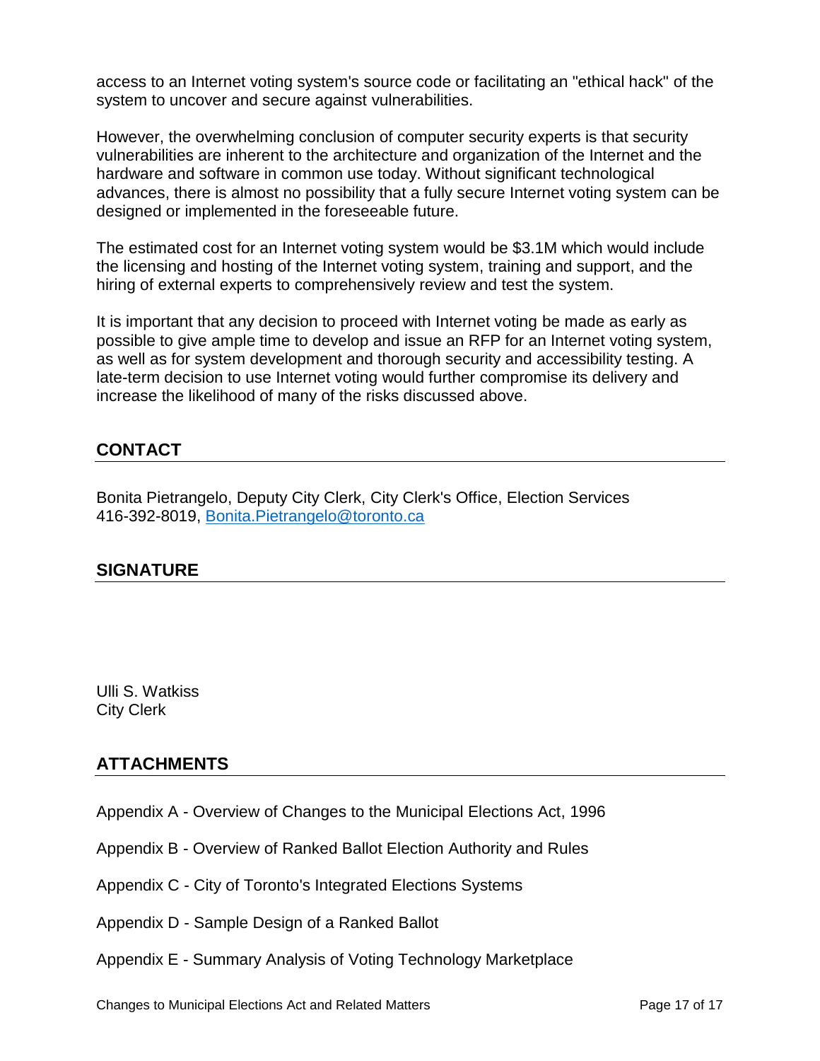access to an Internet voting system's source code or facilitating an "ethical hack" of the system to uncover and secure against vulnerabilities.

However, the overwhelming conclusion of computer security experts is that security vulnerabilities are inherent to the architecture and organization of the Internet and the hardware and software in common use today. Without significant technological advances, there is almost no possibility that a fully secure Internet voting system can be designed or implemented in the foreseeable future.

The estimated cost for an Internet voting system would be $3.1M which would include the licensing and hosting of the Internet voting system, training and support, and the hiring of external experts to comprehensively review and test the system.

It is important that any decision to proceed with Internet voting be made as early as possible to give ample time to develop and issue an RFP for an Internet voting system, as well as for system development and thorough security and accessibility testing. A late-term decision to use Internet voting would further compromise its delivery and increase the likelihood of many of the risks discussed above.

## CONTACT

Bonita Pietrangelo, Deputy City Clerk, City Clerk's Office, Election Services
416-392-8019, Bonita.Pietrangelo@toronto.ca

## SIGNATURE

Ulli S. Watkiss
City Clerk

## ATTACHMENTS

Appendix A - Overview of Changes to the Municipal Elections Act, 1996

Appendix B - Overview of Ranked Ballot Election Authority and Rules

Appendix C - City of Toronto's Integrated Elections Systems

Appendix D - Sample Design of a Ranked Ballot

Appendix E - Summary Analysis of Voting Technology Marketplace